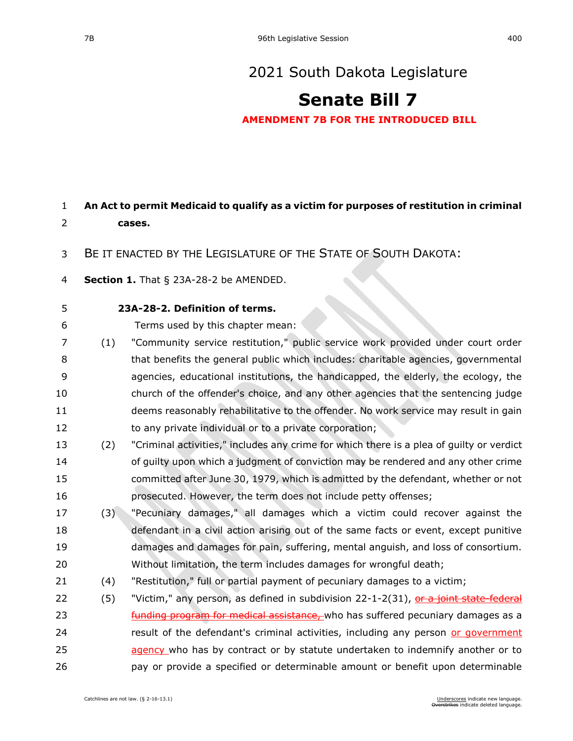# 2021 South Dakota Legislature

# Senate Bill 7

**AMENDMENT 7B FOR THE INTRODUCED BILL**

**An Act to permit Medicaid to qualify as a victim for purposes of restitution in criminal cases.**

BE IT ENACTED BY THE LEGISLATURE OF THE STATE OF SOUTH DAKOTA:

**Section 1.** That § 23A-28-2 be AMENDED.

**23A-28-2. Definition of terms.**

Terms used by this chapter mean:

(1) "Community service restitution," public service work provided under court order that benefits the general public which includes: charitable agencies, governmental agencies, educational institutions, the handicapped, the elderly, the ecology, the church of the offender's choice, and any other agencies that the sentencing judge deems reasonably rehabilitative to the offender. No work service may result in gain to any private individual or to a private corporation;

(2) "Criminal activities," includes any crime for which there is a plea of guilty or verdict of guilty upon which a judgment of conviction may be rendered and any other crime committed after June 30, 1979, which is admitted by the defendant, whether or not prosecuted. However, the term does not include petty offenses;

(3) "Pecuniary damages," all damages which a victim could recover against the defendant in a civil action arising out of the same facts or event, except punitive damages and damages for pain, suffering, mental anguish, and loss of consortium. Without limitation, the term includes damages for wrongful death;

(4) "Restitution," full or partial payment of pecuniary damages to a victim;

(5) "Victim," any person, as defined in subdivision 22-1-2(31), ~~or a joint state-federal funding program for medical assistance,~~ who has suffered pecuniary damages as a result of the defendant's criminal activities, including any person <u>or government agency</u> who has by contract or by statute undertaken to indemnify another or to pay or provide a specified or determinable amount or benefit upon determinable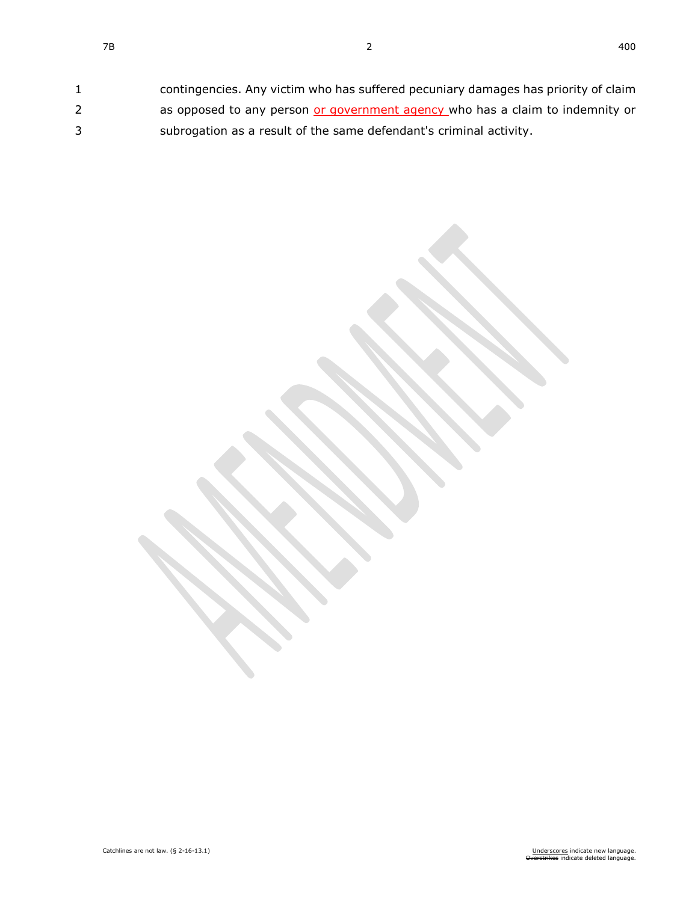contingencies. Any victim who has suffered pecuniary damages has priority of claim as opposed to any person <u>or government agency</u> who has a claim to indemnity or subrogation as a result of the same defendant's criminal activity.